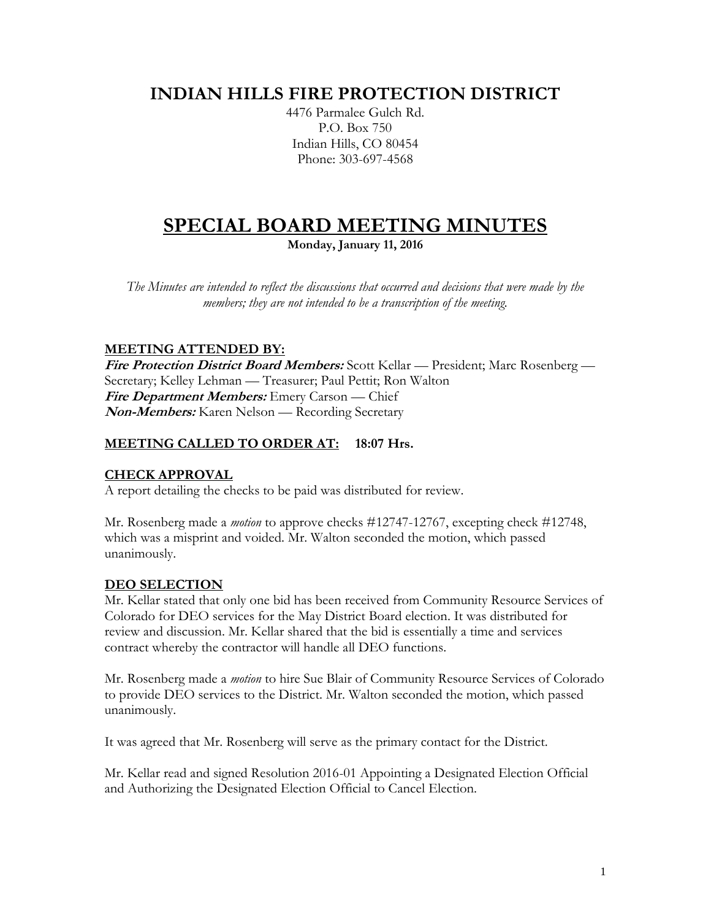# INDIAN HILLS FIRE PROTECTION DISTRICT

4476 Parmalee Gulch Rd.
P.O. Box 750
Indian Hills, CO 80454
Phone: 303-697-4568

# SPECIAL BOARD MEETING MINUTES

**Monday, January 11, 2016**

*The Minutes are intended to reflect the discussions that occurred and decisions that were made by the members; they are not intended to be a transcription of the meeting.*

## MEETING ATTENDED BY:

***Fire Protection District Board Members:*** Scott Kellar — President; Marc Rosenberg — Secretary; Kelley Lehman — Treasurer; Paul Pettit; Ron Walton
***Fire Department Members:*** Emery Carson — Chief
***Non-Members:*** Karen Nelson — Recording Secretary

## MEETING CALLED TO ORDER AT: 18:07 Hrs.

## CHECK APPROVAL

A report detailing the checks to be paid was distributed for review.

Mr. Rosenberg made a *motion* to approve checks #12747-12767, excepting check #12748, which was a misprint and voided. Mr. Walton seconded the motion, which passed unanimously.

## DEO SELECTION

Mr. Kellar stated that only one bid has been received from Community Resource Services of Colorado for DEO services for the May District Board election. It was distributed for review and discussion. Mr. Kellar shared that the bid is essentially a time and services contract whereby the contractor will handle all DEO functions.

Mr. Rosenberg made a *motion* to hire Sue Blair of Community Resource Services of Colorado to provide DEO services to the District. Mr. Walton seconded the motion, which passed unanimously.

It was agreed that Mr. Rosenberg will serve as the primary contact for the District.

Mr. Kellar read and signed Resolution 2016-01 Appointing a Designated Election Official and Authorizing the Designated Election Official to Cancel Election.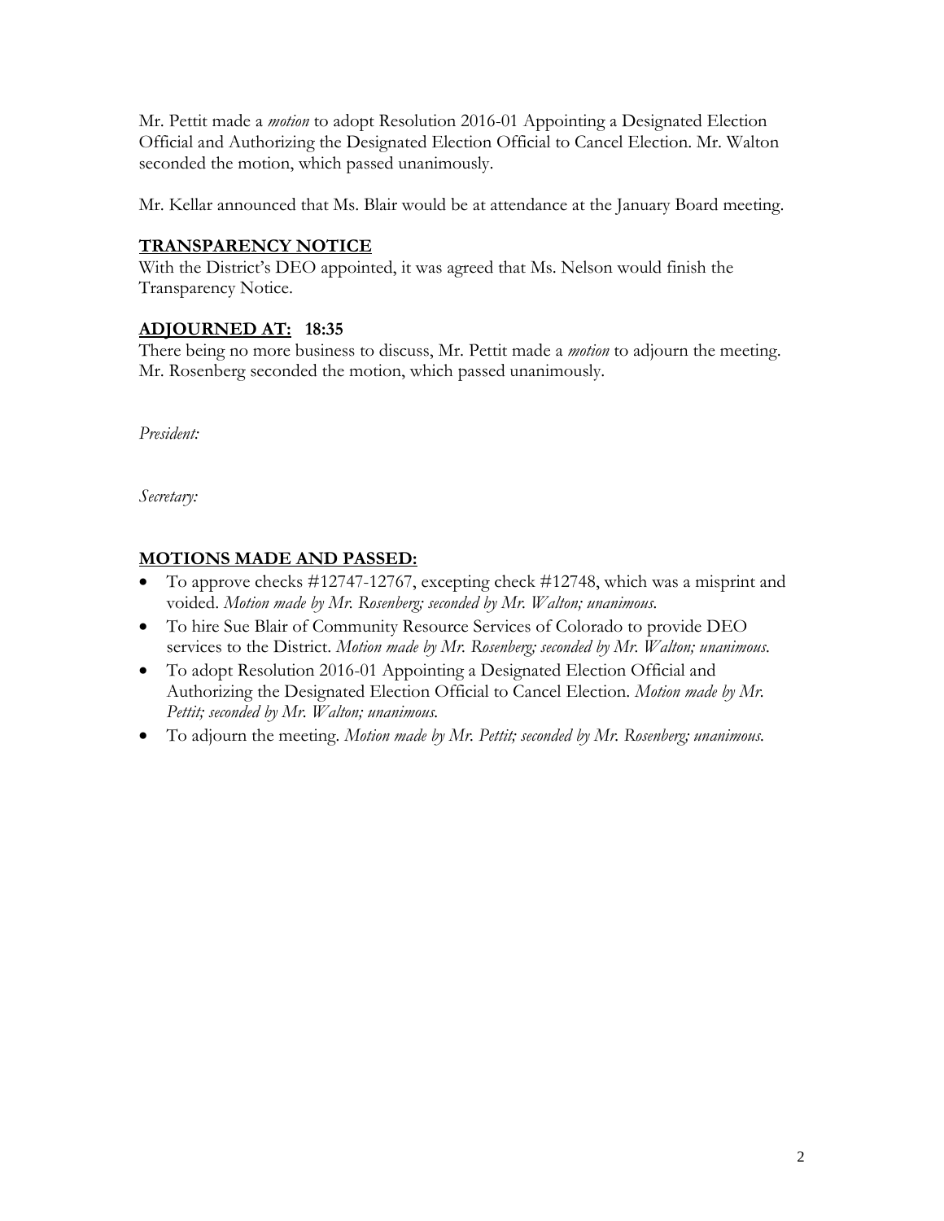Mr. Pettit made a *motion* to adopt Resolution 2016-01 Appointing a Designated Election Official and Authorizing the Designated Election Official to Cancel Election. Mr. Walton seconded the motion, which passed unanimously.

Mr. Kellar announced that Ms. Blair would be at attendance at the January Board meeting.

## **TRANSPARENCY NOTICE**

With the District's DEO appointed, it was agreed that Ms. Nelson would finish the Transparency Notice.

## **ADJOURNED AT: 18:35**

There being no more business to discuss, Mr. Pettit made a *motion* to adjourn the meeting. Mr. Rosenberg seconded the motion, which passed unanimously.

*President:*

*Secretary:*

## **MOTIONS MADE AND PASSED:**

- To approve checks #12747-12767, excepting check #12748, which was a misprint and voided. *Motion made by Mr. Rosenberg; seconded by Mr. Walton; unanimous.*
- To hire Sue Blair of Community Resource Services of Colorado to provide DEO services to the District. *Motion made by Mr. Rosenberg; seconded by Mr. Walton; unanimous.*
- To adopt Resolution 2016-01 Appointing a Designated Election Official and Authorizing the Designated Election Official to Cancel Election. *Motion made by Mr. Pettit; seconded by Mr. Walton; unanimous.*
- To adjourn the meeting. *Motion made by Mr. Pettit; seconded by Mr. Rosenberg; unanimous.*